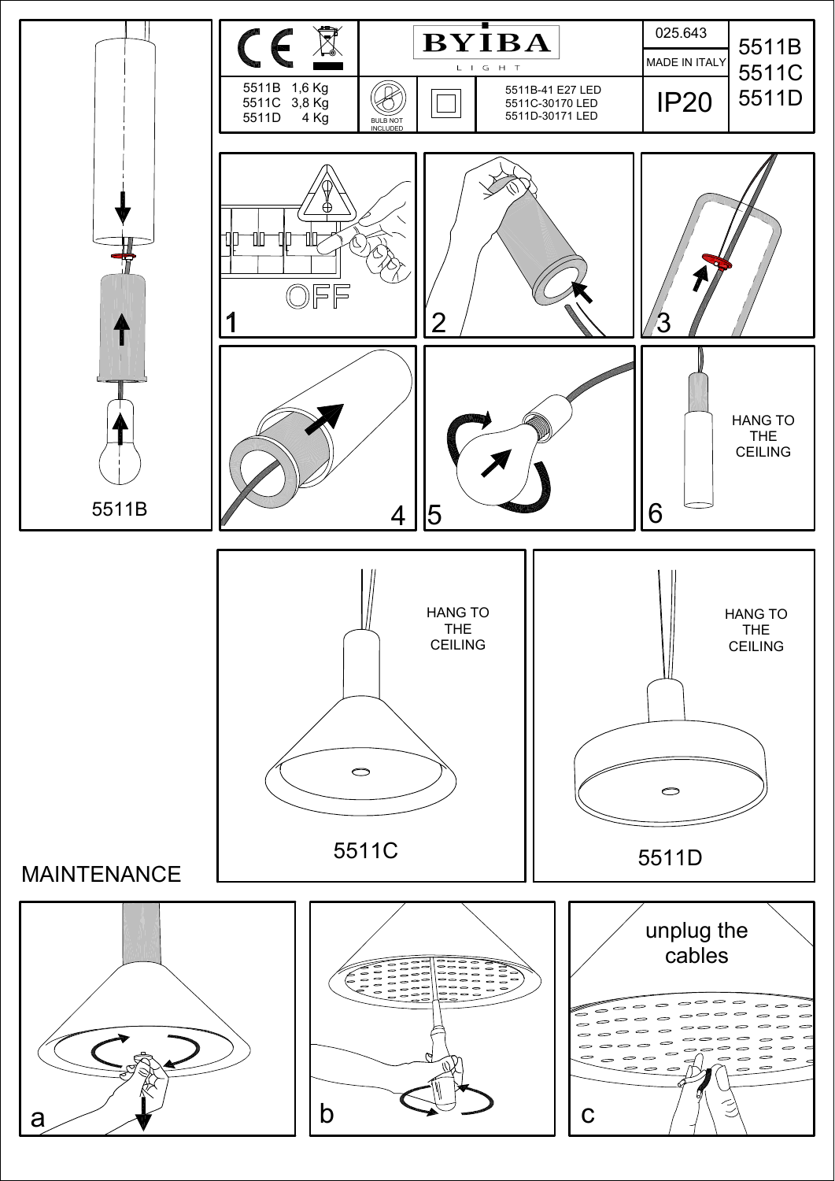# BYIBA LIGHT

| | | |
|---|---|---|
| 5511B 1,6 Kg<br>5511C 3,8 Kg<br>5511D 4 Kg | BULB NOT INCLUDED | 5511B-41 E27 LED<br>5511C-30170 LED<br>5511D-30171 LED |

025.643

MADE IN ITALY

IP20

5511B
5511C
5511D

5511B

1 OFF

2

3

4

5

6 HANG TO THE CEILING

HANG TO THE CEILING

5511C

HANG TO THE CEILING

5511D

## MAINTENANCE

a

b

c unplug the cables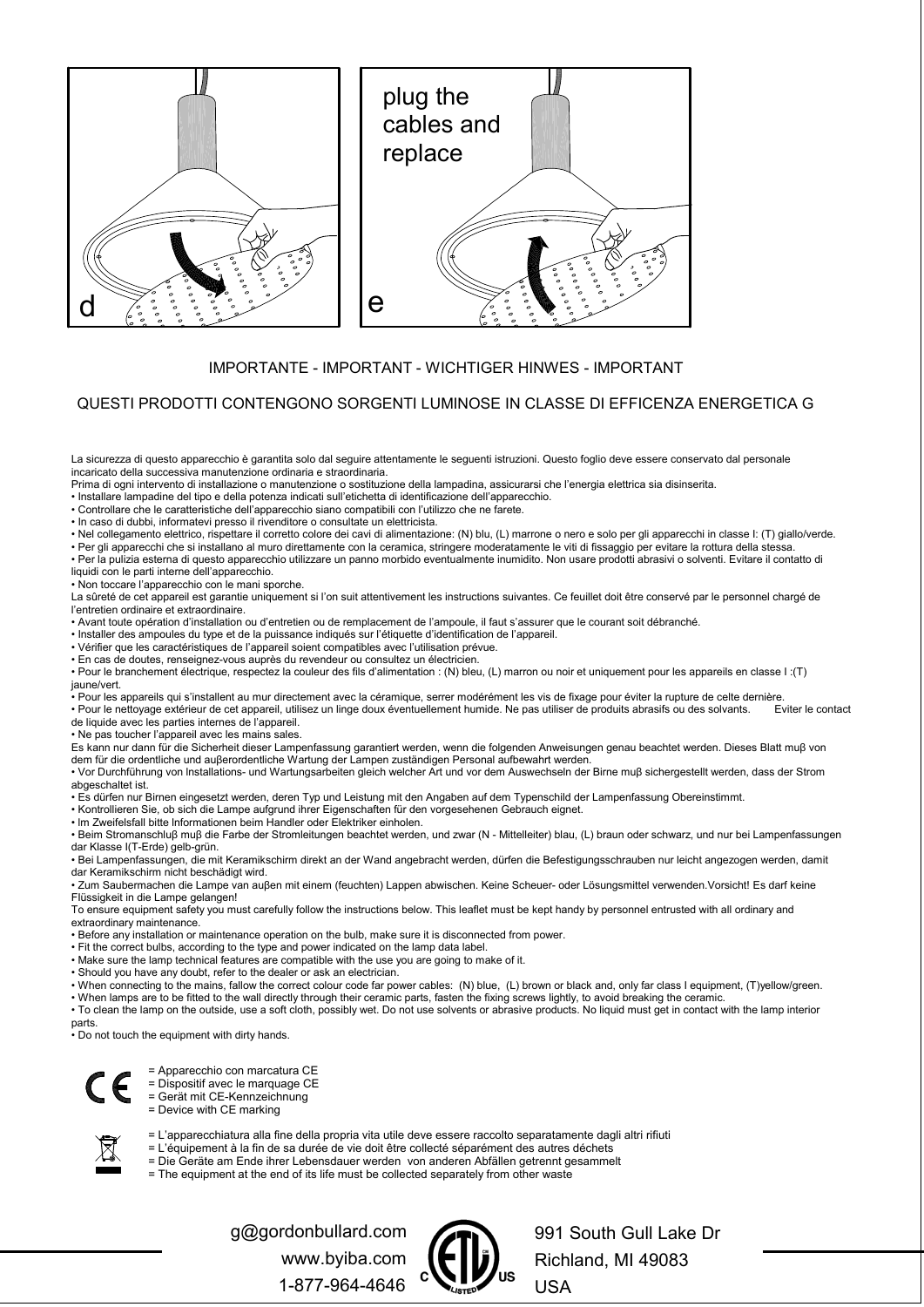plug the cables and replace

d

e

IMPORTANTE - IMPORTANT - WICHTIGER HINWES - IMPORTANT

QUESTI PRODOTTI CONTENGONO SORGENTI LUMINOSE IN CLASSE DI EFFICENZA ENERGETICA G

La sicurezza di questo apparecchio è garantita solo dal seguire attentamente le seguenti istruzioni. Questo foglio deve essere conservato dal personale incaricato della successiva manutenzione ordinaria e straordinaria.
Prima di ogni intervento di installazione o manutenzione o sostituzione della lampadina, assicurarsi che l'energia elettrica sia disinserita.
• Installare lampadine del tipo e della potenza indicati sull'etichetta di identificazione dell'apparecchio.
• Controllare che le caratteristiche dell'apparecchio siano compatibili con l'utilizzo che ne farete.
• In caso di dubbi, informatevi presso il rivenditore o consultate un elettricista.
• Nel collegamento elettrico, rispettare il corretto colore dei cavi di alimentazione: (N) blu, (L) marrone o nero e solo per gli apparecchi in classe I: (T) giallo/verde.
• Per gli apparecchi che si installano al muro direttamente con la ceramica, stringere moderatamente le viti di fissaggio per evitare la rottura della stessa.
• Per la pulizia esterna di questo apparecchio utilizzare un panno morbido eventualmente inumidito. Non usare prodotti abrasivi o solventi. Evitare il contatto di liquidi con le parti interne dell'apparecchio.
• Non toccare l'apparecchio con le mani sporche.
La sûreté de cet appareil est garantie uniquement si l'on suit attentivement les instructions suivantes. Ce feuillet doit être conservé par le personnel chargé de l'entretien ordinaire et extraordinaire.
• Avant toute opération d'installation ou d'entretien ou de remplacement de l'ampoule, il faut s'assurer que le courant soit débranché.
• Installer des ampoules du type et de la puissance indiqués sur l'étiquette d'identification de l'appareil.
• Vérifier que les caractéristiques de l'appareil soient compatibles avec l'utilisation prévue.
• En cas de doutes, renseignez-vous auprès du revendeur ou consultez un électricien.
• Pour le branchement électrique, respectez la couleur des fils d'alimentation : (N) bleu, (L) marron ou noir et uniquement pour les appareils en classe I :(T) jaune/vert.
• Pour les appareils qui s'installent au mur directement avec la céramique, serrer modérément les vis de fixage pour éviter la rupture de celte dernière.
• Pour le nettoyage extérieur de cet appareil, utilisez un linge doux éventuellement humide. Ne pas utiliser de produits abrasifs ou des solvants. Eviter le contact de liquide avec les parties internes de l'appareil.
• Ne pas toucher l'appareil avec les mains sales.
Es kann nur dann für die Sicherheit dieser Lampenfassung garantiert werden, wenn die folgenden Anweisungen genau beachtet werden. Dieses Blatt muβ von dem für die ordentliche und auβerordentliche Wartung der Lampen zuständigen Personal aufbewahrt werden.
• Vor Durchführung von Installations- und Wartungsarbeiten gleich welcher Art und vor dem Auswechseln der Birne muβ sichergestellt werden, dass der Strom abgeschaltet ist.
• Es dürfen nur Birnen eingesetzt werden, deren Typ und Leistung mit den Angaben auf dem Typenschild der Lampenfassung Obereinstimmt.
• Kontrollieren Sie, ob sich die Lampe aufgrund ihrer Eigenschaften für den vorgesehenen Gebrauch eignet.
• Im Zweifelsfall bitte Informationen beim Handler oder Elektriker einholen.
• Beim Stromanschluβ muβ die Farbe der Stromleitungen beachtet werden, und zwar (N - Mittelleiter) blau, (L) braun oder schwarz, und nur bei Lampenfassungen dar Klasse I(T-Erde) gelb-grün.
• Bei Lampenfassungen, die mit Keramikschirm direkt an der Wand angebracht werden, dürfen die Befestigungsschrauben nur leicht angezogen werden, damit dar Keramikschirm nicht beschädigt wird.
• Zum Saubermachen die Lampe van auβen mit einem (feuchten) Lappen abwischen. Keine Scheuer- oder Lösungsmittel verwenden.Vorsicht! Es darf keine Flüssigkeit in die Lampe gelangen!
To ensure equipment safety you must carefully follow the instructions below. This leaflet must be kept handy by personnel entrusted with all ordinary and extraordinary maintenance.
• Before any installation or maintenance operation on the bulb, make sure it is disconnected from power.
• Fit the correct bulbs, according to the type and power indicated on the lamp data label.
• Make sure the lamp technical features are compatible with the use you are going to make of it.
• Should you have any doubt, refer to the dealer or ask an electrician.
• When connecting to the mains, fallow the correct colour code far power cables: (N) blue, (L) brown or black and, only far class I equipment, (T)yellow/green.
• When lamps are to be fitted to the wall directly through their ceramic parts, fasten the fixing screws lightly, to avoid breaking the ceramic.
• To clean the lamp on the outside, use a soft cloth, possibly wet. Do not use solvents or abrasive products. No liquid must get in contact with the lamp interior parts.
• Do not touch the equipment with dirty hands.

CE
= Apparecchio con marcatura CE
= Dispositif avec le marquage CE
= Gerät mit CE-Kennzeichnung
= Device with CE marking

= L'apparecchiatura alla fine della propria vita utile deve essere raccolto separatamente dagli altri rifiuti
= L'équipement à la fin de sa durée de vie doit être collecté séparément des autres déchets
= Die Geräte am Ende ihrer Lebensdauer werden von anderen Abfällen getrennt gesammelt
= The equipment at the end of its life must be collected separately from other waste

g@gordonbullard.com
www.byiba.com
1-877-964-4646

991 South Gull Lake Dr
Richland, MI 49083
USA